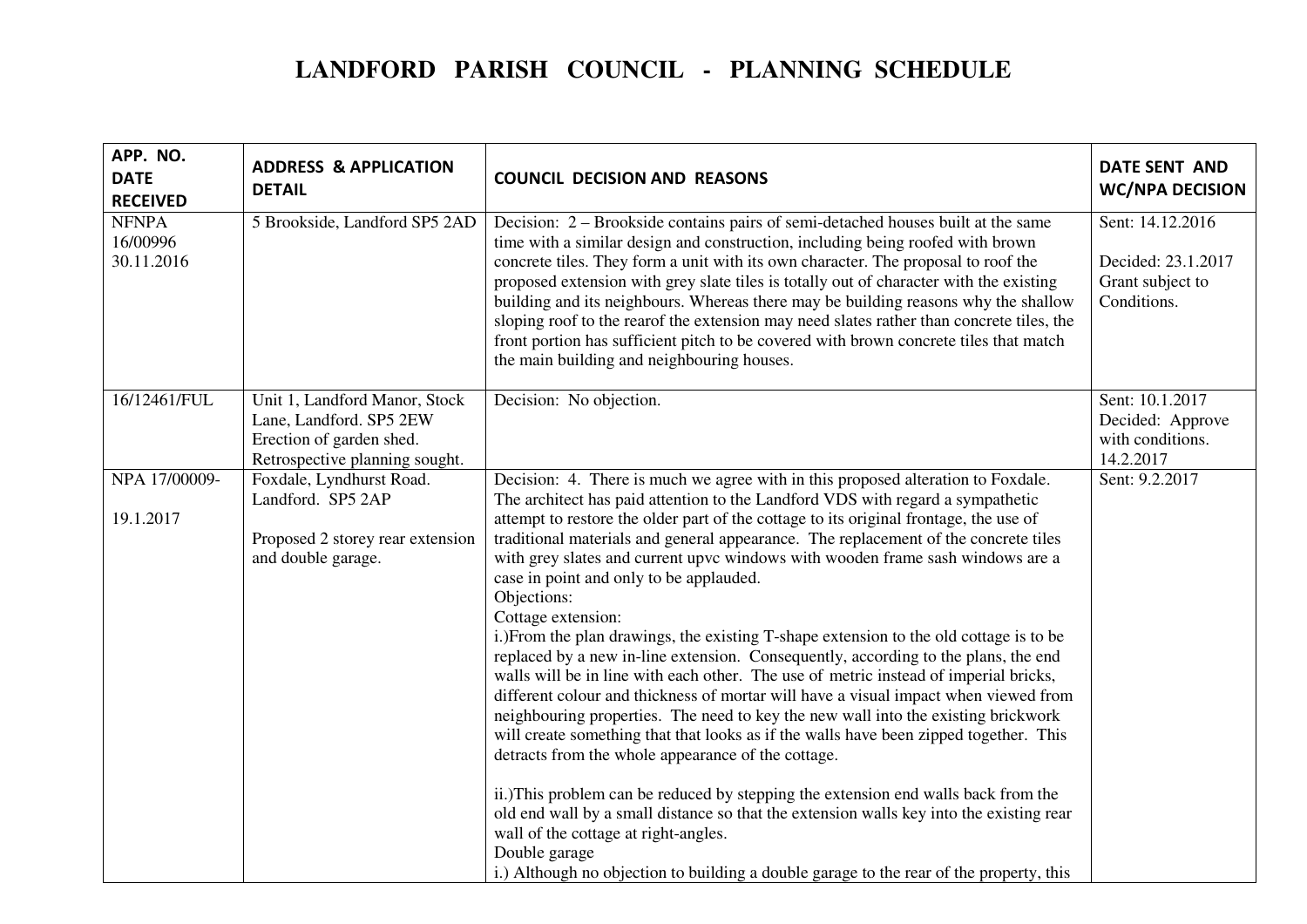# LANDFORD PARISH COUNCIL - PLANNING SCHEDULE

| APP. NO. DATE RECEIVED | ADDRESS & APPLICATION DETAIL | COUNCIL DECISION AND REASONS | DATE SENT AND WC/NPA DECISION |
|---|---|---|---|
| NFNPA<br>16/00996<br>30.11.2016 | 5 Brookside, Landford SP5 2AD | Decision: 2 – Brookside contains pairs of semi-detached houses built at the same time with a similar design and construction, including being roofed with brown concrete tiles. They form a unit with its own character. The proposal to roof the proposed extension with grey slate tiles is totally out of character with the existing building and its neighbours. Whereas there may be building reasons why the shallow sloping roof to the rearof the extension may need slates rather than concrete tiles, the front portion has sufficient pitch to be covered with brown concrete tiles that match the main building and neighbouring houses. | Sent: 14.12.2016<br><br>Decided: 23.1.2017<br>Grant subject to Conditions. |
| 16/12461/FUL | Unit 1, Landford Manor, Stock Lane, Landford. SP5 2EW<br>Erection of garden shed. Retrospective planning sought. | Decision: No objection. | Sent: 10.1.2017<br>Decided: Approve with conditions.<br>14.2.2017 |
| NPA 17/00009-<br><br>19.1.2017 | Foxdale, Lyndhurst Road. Landford. SP5 2AP<br><br>Proposed 2 storey rear extension and double garage. | Decision: 4. There is much we agree with in this proposed alteration to Foxdale. The architect has paid attention to the Landford VDS with regard a sympathetic attempt to restore the older part of the cottage to its original frontage, the use of traditional materials and general appearance. The replacement of the concrete tiles with grey slates and current upvc windows with wooden frame sash windows are a case in point and only to be applauded.<br>Objections:<br>Cottage extension:<br>i.)From the plan drawings, the existing T-shape extension to the old cottage is to be replaced by a new in-line extension. Consequently, according to the plans, the end walls will be in line with each other. The use of metric instead of imperial bricks, different colour and thickness of mortar will have a visual impact when viewed from neighbouring properties. The need to key the new wall into the existing brickwork will create something that that looks as if the walls have been zipped together. This detracts from the whole appearance of the cottage.<br><br>ii.)This problem can be reduced by stepping the extension end walls back from the old end wall by a small distance so that the extension walls key into the existing rear wall of the cottage at right-angles.<br>Double garage<br>i.) Although no objection to building a double garage to the rear of the property, this | Sent: 9.2.2017 |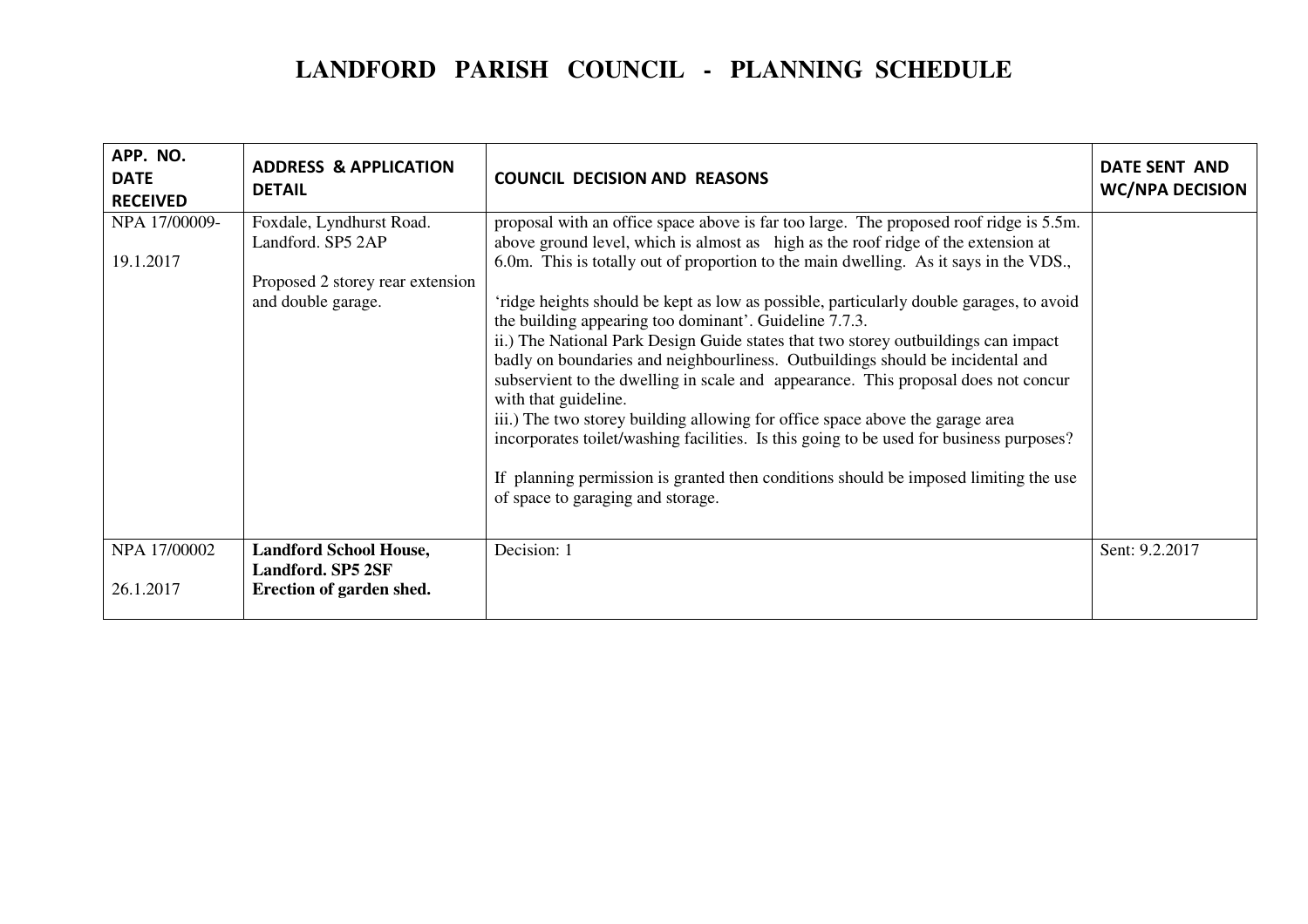# LANDFORD PARISH COUNCIL - PLANNING SCHEDULE

| APP. NO. DATE RECEIVED | ADDRESS & APPLICATION DETAIL | COUNCIL DECISION AND REASONS | DATE SENT AND WC/NPA DECISION |
|---|---|---|---|
| NPA 17/00009- 19.1.2017 | Foxdale, Lyndhurst Road. Landford. SP5 2AP<br><br>Proposed 2 storey rear extension and double garage. | proposal with an office space above is far too large. The proposed roof ridge is 5.5m. above ground level, which is almost as high as the roof ridge of the extension at 6.0m. This is totally out of proportion to the main dwelling. As it says in the VDS.,<br><br>'ridge heights should be kept as low as possible, particularly double garages, to avoid the building appearing too dominant'. Guideline 7.7.3.<br>ii.) The National Park Design Guide states that two storey outbuildings can impact badly on boundaries and neighbourliness. Outbuildings should be incidental and subservient to the dwelling in scale and appearance. This proposal does not concur with that guideline.<br>iii.) The two storey building allowing for office space above the garage area incorporates toilet/washing facilities. Is this going to be used for business purposes?<br><br>If planning permission is granted then conditions should be imposed limiting the use of space to garaging and storage. | |
| NPA 17/00002<br><br>26.1.2017 | **Landford School House, Landford. SP5 2SF**<br>**Erection of garden shed.** | Decision: 1 | Sent: 9.2.2017 |